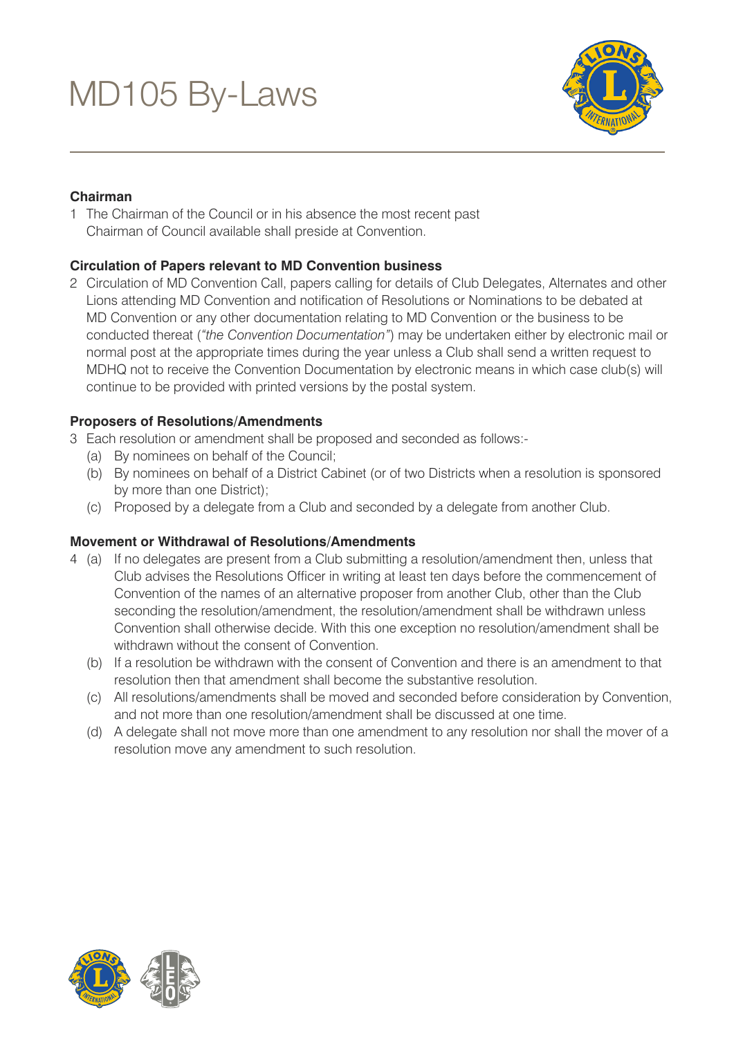# MD105 By-Laws

### Chairman

1 The Chairman of the Council or in his absence the most recent past Chairman of Council available shall preside at Convention.

### Circulation of Papers relevant to MD Convention business

2 Circulation of MD Convention Call, papers calling for details of Club Delegates, Alternates and other Lions attending MD Convention and notification of Resolutions or Nominations to be debated at MD Convention or any other documentation relating to MD Convention or the business to be conducted thereat (*"the Convention Documentation"*) may be undertaken either by electronic mail or normal post at the appropriate times during the year unless a Club shall send a written request to MDHQ not to receive the Convention Documentation by electronic means in which case club(s) will continue to be provided with printed versions by the postal system.

### Proposers of Resolutions/Amendments

3 Each resolution or amendment shall be proposed and seconded as follows:-

- (a) By nominees on behalf of the Council;
- (b) By nominees on behalf of a District Cabinet (or of two Districts when a resolution is sponsored by more than one District);
- (c) Proposed by a delegate from a Club and seconded by a delegate from another Club.

### Movement or Withdrawal of Resolutions/Amendments

4 (a) If no delegates are present from a Club submitting a resolution/amendment then, unless that Club advises the Resolutions Officer in writing at least ten days before the commencement of Convention of the names of an alternative proposer from another Club, other than the Club seconding the resolution/amendment, the resolution/amendment shall be withdrawn unless Convention shall otherwise decide. With this one exception no resolution/amendment shall be withdrawn without the consent of Convention.

(b) If a resolution be withdrawn with the consent of Convention and there is an amendment to that resolution then that amendment shall become the substantive resolution.

(c) All resolutions/amendments shall be moved and seconded before consideration by Convention, and not more than one resolution/amendment shall be discussed at one time.

(d) A delegate shall not move more than one amendment to any resolution nor shall the mover of a resolution move any amendment to such resolution.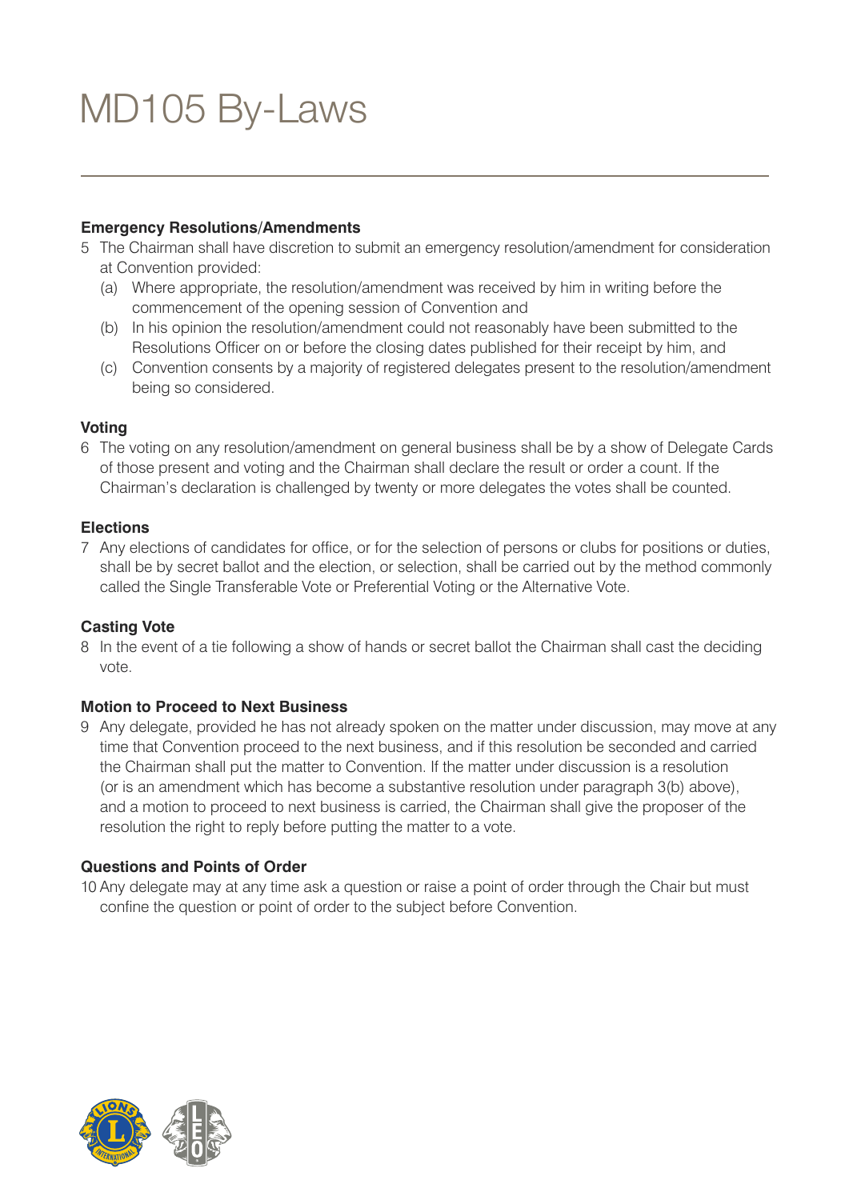# MD105 By-Laws

**Emergency Resolutions/Amendments**

5 The Chairman shall have discretion to submit an emergency resolution/amendment for consideration at Convention provided:

(a) Where appropriate, the resolution/amendment was received by him in writing before the commencement of the opening session of Convention and

(b) In his opinion the resolution/amendment could not reasonably have been submitted to the Resolutions Officer on or before the closing dates published for their receipt by him, and

(c) Convention consents by a majority of registered delegates present to the resolution/amendment being so considered.

**Voting**

6 The voting on any resolution/amendment on general business shall be by a show of Delegate Cards of those present and voting and the Chairman shall declare the result or order a count. If the Chairman's declaration is challenged by twenty or more delegates the votes shall be counted.

**Elections**

7 Any elections of candidates for office, or for the selection of persons or clubs for positions or duties, shall be by secret ballot and the election, or selection, shall be carried out by the method commonly called the Single Transferable Vote or Preferential Voting or the Alternative Vote.

**Casting Vote**

8 In the event of a tie following a show of hands or secret ballot the Chairman shall cast the deciding vote.

**Motion to Proceed to Next Business**

9 Any delegate, provided he has not already spoken on the matter under discussion, may move at any time that Convention proceed to the next business, and if this resolution be seconded and carried the Chairman shall put the matter to Convention. If the matter under discussion is a resolution (or is an amendment which has become a substantive resolution under paragraph 3(b) above), and a motion to proceed to next business is carried, the Chairman shall give the proposer of the resolution the right to reply before putting the matter to a vote.

**Questions and Points of Order**

10 Any delegate may at any time ask a question or raise a point of order through the Chair but must confine the question or point of order to the subject before Convention.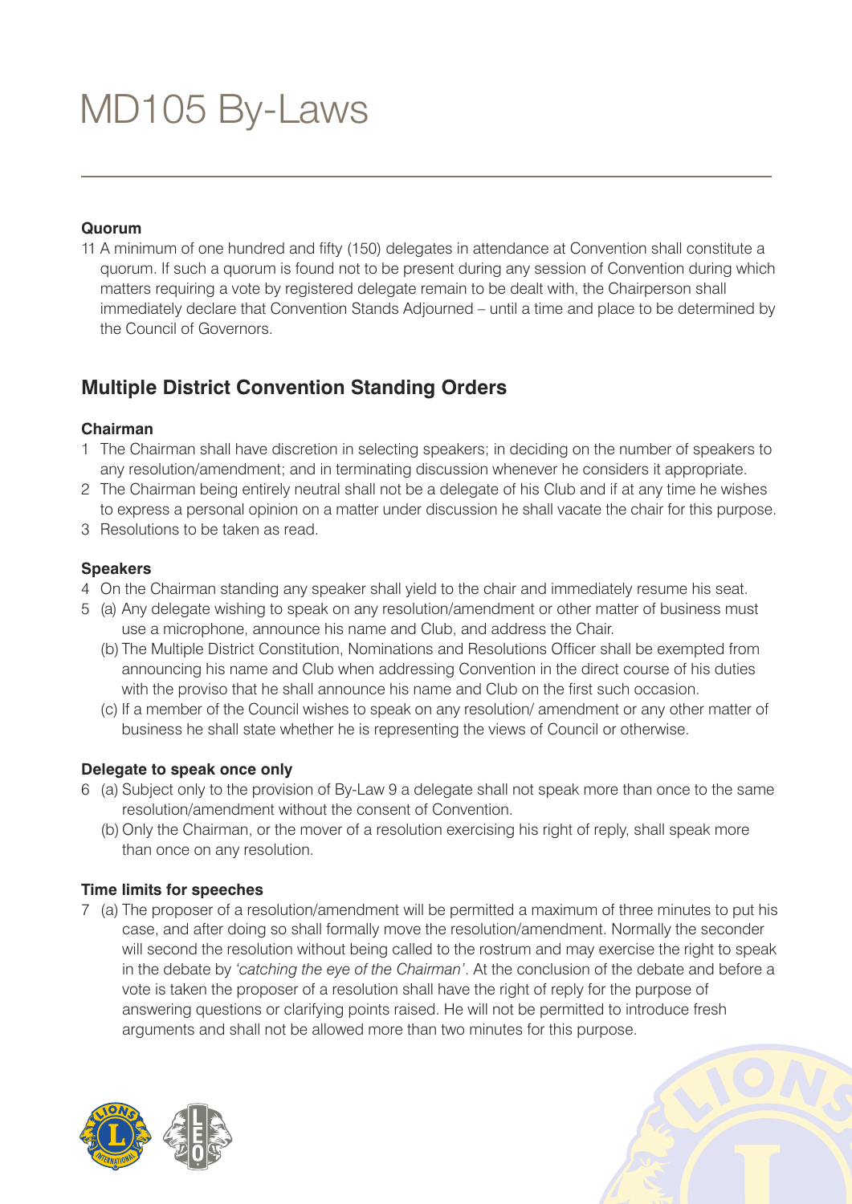# MD105 By-Laws

**Quorum**

11 A minimum of one hundred and fifty (150) delegates in attendance at Convention shall constitute a quorum. If such a quorum is found not to be present during any session of Convention during which matters requiring a vote by registered delegate remain to be dealt with, the Chairperson shall immediately declare that Convention Stands Adjourned – until a time and place to be determined by the Council of Governors.

## Multiple District Convention Standing Orders

**Chairman**

1 The Chairman shall have discretion in selecting speakers; in deciding on the number of speakers to any resolution/amendment; and in terminating discussion whenever he considers it appropriate.

2 The Chairman being entirely neutral shall not be a delegate of his Club and if at any time he wishes to express a personal opinion on a matter under discussion he shall vacate the chair for this purpose.

3 Resolutions to be taken as read.

**Speakers**

4 On the Chairman standing any speaker shall yield to the chair and immediately resume his seat.

5 (a) Any delegate wishing to speak on any resolution/amendment or other matter of business must use a microphone, announce his name and Club, and address the Chair.

(b) The Multiple District Constitution, Nominations and Resolutions Officer shall be exempted from announcing his name and Club when addressing Convention in the direct course of his duties with the proviso that he shall announce his name and Club on the first such occasion.

(c) If a member of the Council wishes to speak on any resolution/ amendment or any other matter of business he shall state whether he is representing the views of Council or otherwise.

**Delegate to speak once only**

6 (a) Subject only to the provision of By-Law 9 a delegate shall not speak more than once to the same resolution/amendment without the consent of Convention.

(b) Only the Chairman, or the mover of a resolution exercising his right of reply, shall speak more than once on any resolution.

**Time limits for speeches**

7 (a) The proposer of a resolution/amendment will be permitted a maximum of three minutes to put his case, and after doing so shall formally move the resolution/amendment. Normally the seconder will second the resolution without being called to the rostrum and may exercise the right to speak in the debate by *'catching the eye of the Chairman'*. At the conclusion of the debate and before a vote is taken the proposer of a resolution shall have the right of reply for the purpose of answering questions or clarifying points raised. He will not be permitted to introduce fresh arguments and shall not be allowed more than two minutes for this purpose.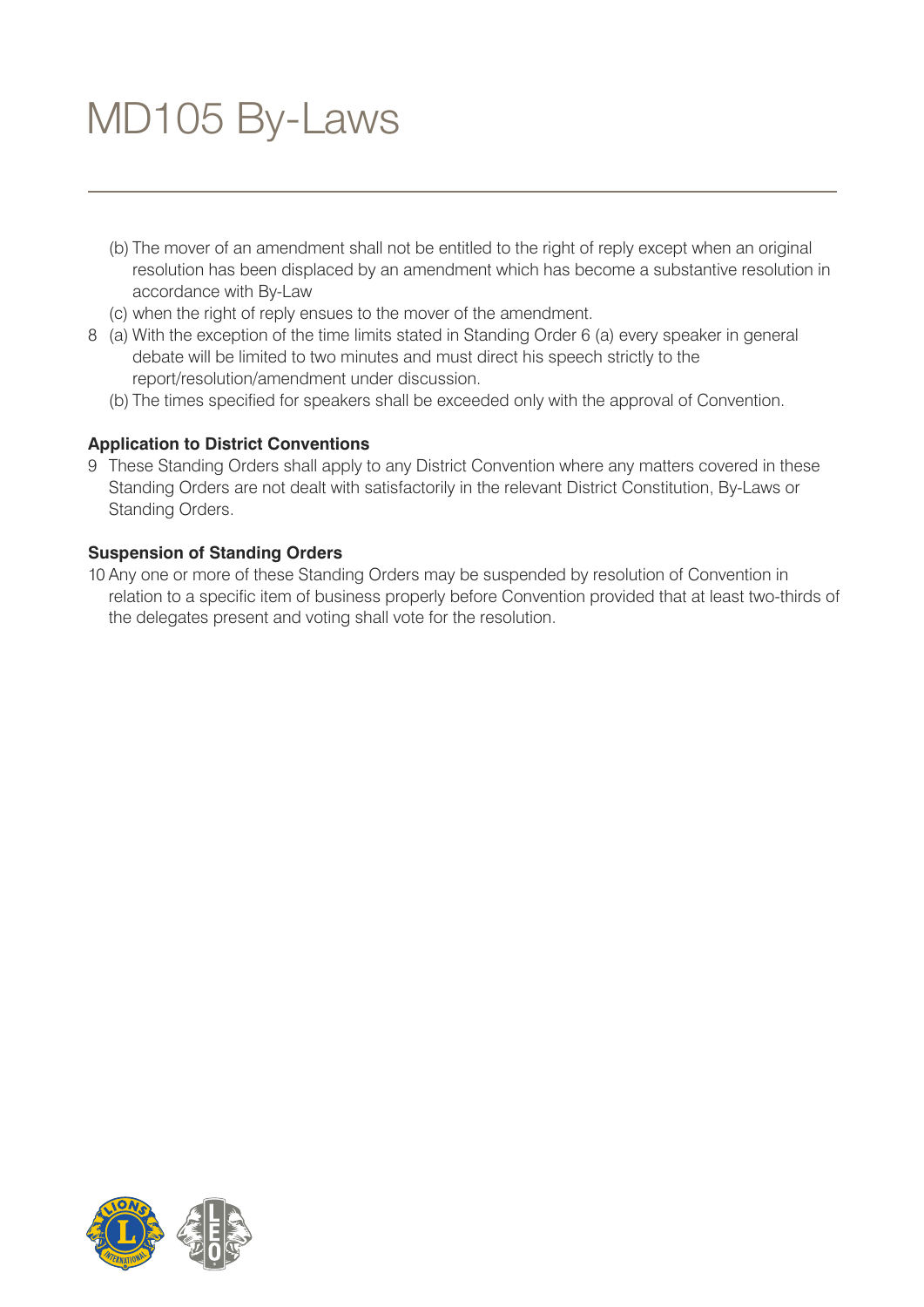(b) The mover of an amendment shall not be entitled to the right of reply except when an original resolution has been displaced by an amendment which has become a substantive resolution in accordance with By-Law

(c) when the right of reply ensues to the mover of the amendment.

8 (a) With the exception of the time limits stated in Standing Order 6 (a) every speaker in general debate will be limited to two minutes and must direct his speech strictly to the report/resolution/amendment under discussion.

(b) The times specified for speakers shall be exceeded only with the approval of Convention.

**Application to District Conventions**

9 These Standing Orders shall apply to any District Convention where any matters covered in these Standing Orders are not dealt with satisfactorily in the relevant District Constitution, By-Laws or Standing Orders.

**Suspension of Standing Orders**

10 Any one or more of these Standing Orders may be suspended by resolution of Convention in relation to a specific item of business properly before Convention provided that at least two-thirds of the delegates present and voting shall vote for the resolution.